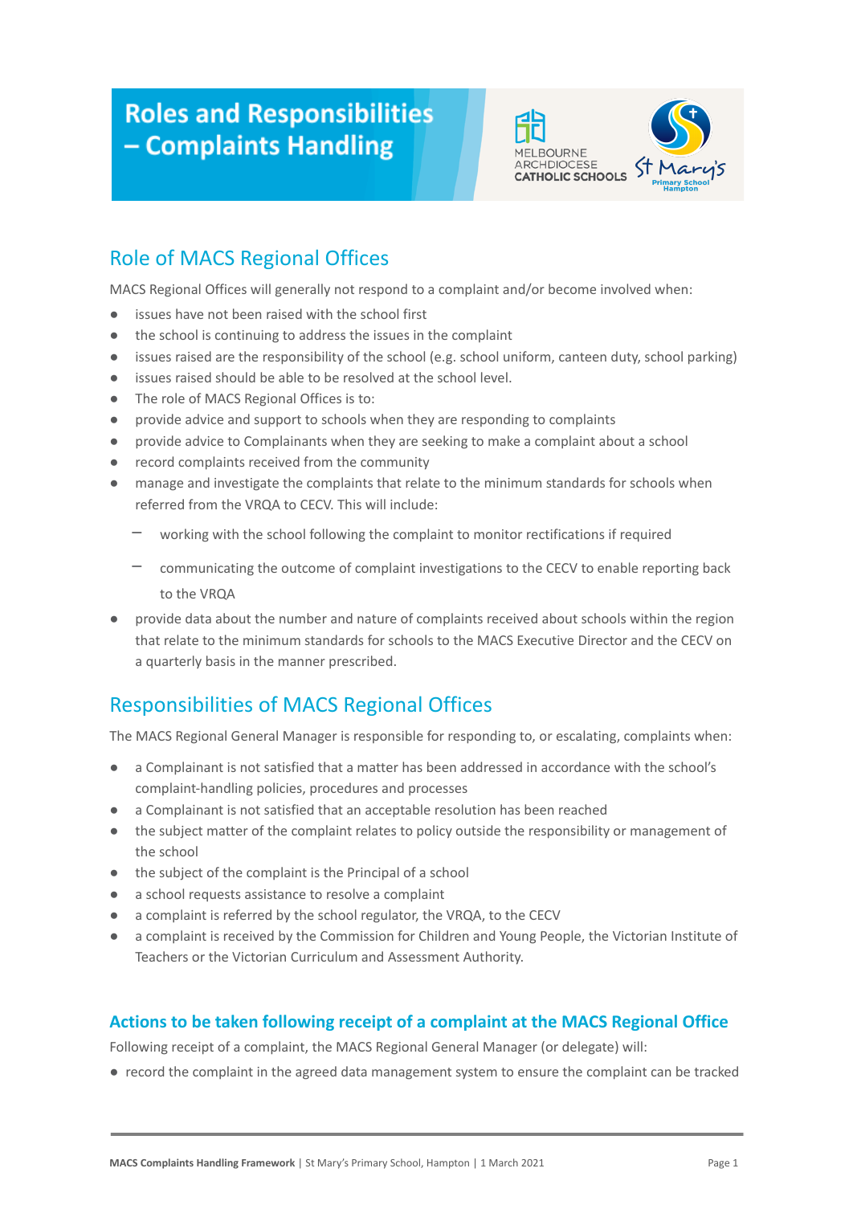# Roles and Responsibilities – Complaints Handling

## Role of MACS Regional Offices

MACS Regional Offices will generally not respond to a complaint and/or become involved when:

- issues have not been raised with the school first
- the school is continuing to address the issues in the complaint
- issues raised are the responsibility of the school (e.g. school uniform, canteen duty, school parking)
- issues raised should be able to be resolved at the school level.
- The role of MACS Regional Offices is to:
- provide advice and support to schools when they are responding to complaints
- provide advice to Complainants when they are seeking to make a complaint about a school
- record complaints received from the community
- manage and investigate the complaints that relate to the minimum standards for schools when referred from the VRQA to CECV. This will include:
  - working with the school following the complaint to monitor rectifications if required
  - communicating the outcome of complaint investigations to the CECV to enable reporting back to the VRQA
- provide data about the number and nature of complaints received about schools within the region that relate to the minimum standards for schools to the MACS Executive Director and the CECV on a quarterly basis in the manner prescribed.

## Responsibilities of MACS Regional Offices

The MACS Regional General Manager is responsible for responding to, or escalating, complaints when:

- a Complainant is not satisfied that a matter has been addressed in accordance with the school's complaint-handling policies, procedures and processes
- a Complainant is not satisfied that an acceptable resolution has been reached
- the subject matter of the complaint relates to policy outside the responsibility or management of the school
- the subject of the complaint is the Principal of a school
- a school requests assistance to resolve a complaint
- a complaint is referred by the school regulator, the VRQA, to the CECV
- a complaint is received by the Commission for Children and Young People, the Victorian Institute of Teachers or the Victorian Curriculum and Assessment Authority.

### Actions to be taken following receipt of a complaint at the MACS Regional Office

Following receipt of a complaint, the MACS Regional General Manager (or delegate) will:

- record the complaint in the agreed data management system to ensure the complaint can be tracked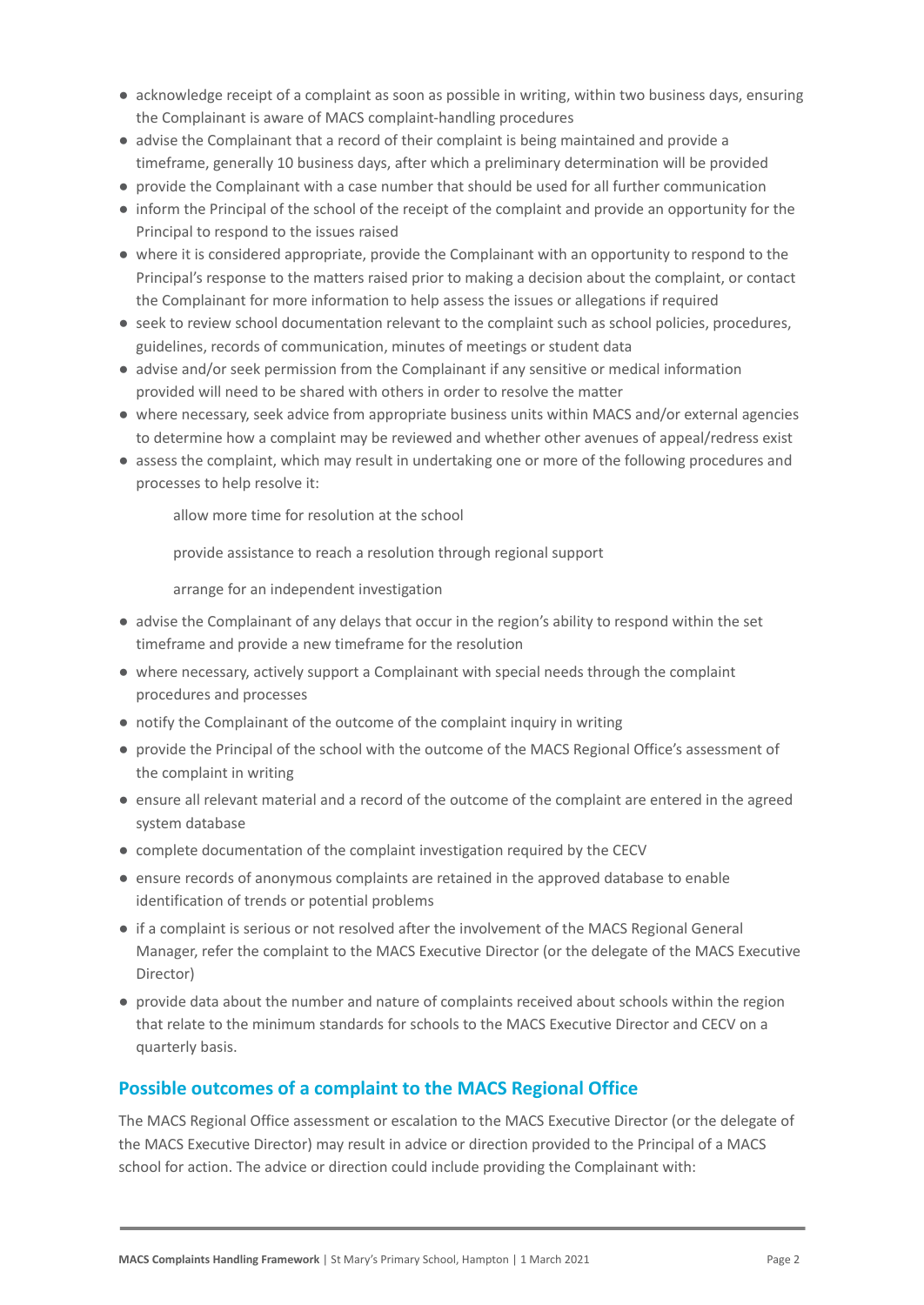- acknowledge receipt of a complaint as soon as possible in writing, within two business days, ensuring the Complainant is aware of MACS complaint-handling procedures
- advise the Complainant that a record of their complaint is being maintained and provide a timeframe, generally 10 business days, after which a preliminary determination will be provided
- provide the Complainant with a case number that should be used for all further communication
- inform the Principal of the school of the receipt of the complaint and provide an opportunity for the Principal to respond to the issues raised
- where it is considered appropriate, provide the Complainant with an opportunity to respond to the Principal's response to the matters raised prior to making a decision about the complaint, or contact the Complainant for more information to help assess the issues or allegations if required
- seek to review school documentation relevant to the complaint such as school policies, procedures, guidelines, records of communication, minutes of meetings or student data
- advise and/or seek permission from the Complainant if any sensitive or medical information provided will need to be shared with others in order to resolve the matter
- where necessary, seek advice from appropriate business units within MACS and/or external agencies to determine how a complaint may be reviewed and whether other avenues of appeal/redress exist
- assess the complaint, which may result in undertaking one or more of the following procedures and processes to help resolve it:

    allow more time for resolution at the school

    provide assistance to reach a resolution through regional support

    arrange for an independent investigation

- advise the Complainant of any delays that occur in the region's ability to respond within the set timeframe and provide a new timeframe for the resolution
- where necessary, actively support a Complainant with special needs through the complaint procedures and processes
- notify the Complainant of the outcome of the complaint inquiry in writing
- provide the Principal of the school with the outcome of the MACS Regional Office's assessment of the complaint in writing
- ensure all relevant material and a record of the outcome of the complaint are entered in the agreed system database
- complete documentation of the complaint investigation required by the CECV
- ensure records of anonymous complaints are retained in the approved database to enable identification of trends or potential problems
- if a complaint is serious or not resolved after the involvement of the MACS Regional General Manager, refer the complaint to the MACS Executive Director (or the delegate of the MACS Executive Director)
- provide data about the number and nature of complaints received about schools within the region that relate to the minimum standards for schools to the MACS Executive Director and CECV on a quarterly basis.

## Possible outcomes of a complaint to the MACS Regional Office

The MACS Regional Office assessment or escalation to the MACS Executive Director (or the delegate of the MACS Executive Director) may result in advice or direction provided to the Principal of a MACS school for action. The advice or direction could include providing the Complainant with: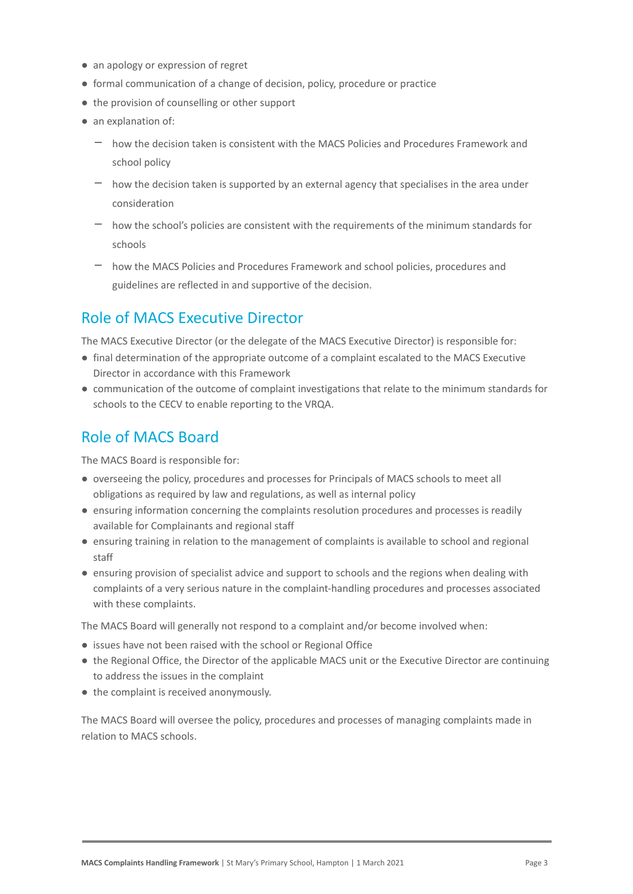- an apology or expression of regret
- formal communication of a change of decision, policy, procedure or practice
- the provision of counselling or other support
- an explanation of:
  - how the decision taken is consistent with the MACS Policies and Procedures Framework and school policy
  - how the decision taken is supported by an external agency that specialises in the area under consideration
  - how the school's policies are consistent with the requirements of the minimum standards for schools
  - how the MACS Policies and Procedures Framework and school policies, procedures and guidelines are reflected in and supportive of the decision.

## Role of MACS Executive Director

The MACS Executive Director (or the delegate of the MACS Executive Director) is responsible for:

- final determination of the appropriate outcome of a complaint escalated to the MACS Executive Director in accordance with this Framework
- communication of the outcome of complaint investigations that relate to the minimum standards for schools to the CECV to enable reporting to the VRQA.

## Role of MACS Board

The MACS Board is responsible for:

- overseeing the policy, procedures and processes for Principals of MACS schools to meet all obligations as required by law and regulations, as well as internal policy
- ensuring information concerning the complaints resolution procedures and processes is readily available for Complainants and regional staff
- ensuring training in relation to the management of complaints is available to school and regional staff
- ensuring provision of specialist advice and support to schools and the regions when dealing with complaints of a very serious nature in the complaint-handling procedures and processes associated with these complaints.

The MACS Board will generally not respond to a complaint and/or become involved when:

- issues have not been raised with the school or Regional Office
- the Regional Office, the Director of the applicable MACS unit or the Executive Director are continuing to address the issues in the complaint
- the complaint is received anonymously.

The MACS Board will oversee the policy, procedures and processes of managing complaints made in relation to MACS schools.